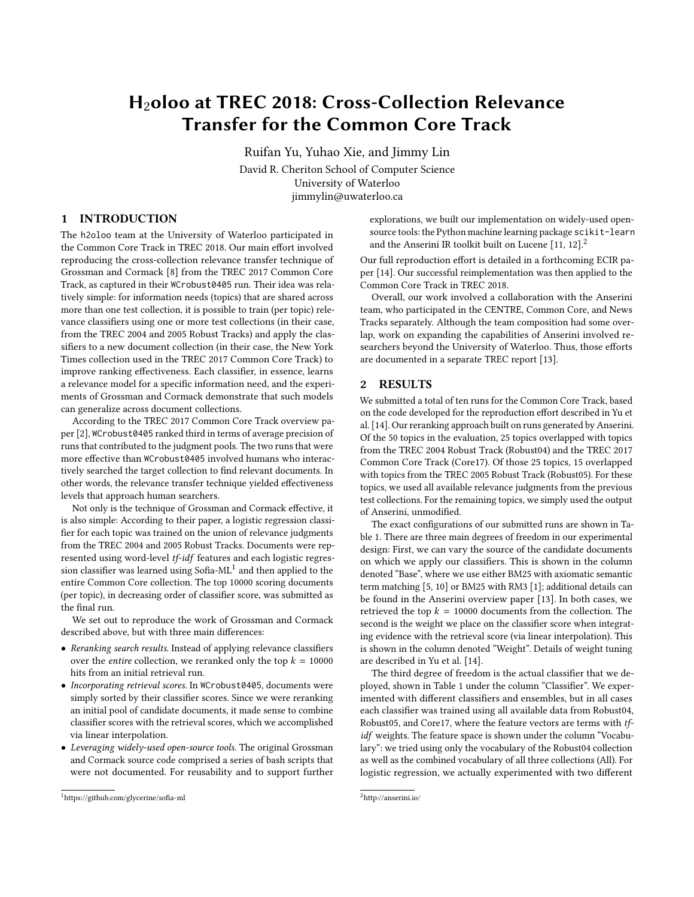# $H_2$oloo at TREC 2018: Cross-Collection Relevance Transfer for the Common Core Track

Ruifan Yu, Yuhao Xie, and Jimmy Lin

David R. Cheriton School of Computer Science
University of Waterloo
jimmylin@uwaterloo.ca

## 1 INTRODUCTION

The h2oloo team at the University of Waterloo participated in the Common Core Track in TREC 2018. Our main effort involved reproducing the cross-collection relevance transfer technique of Grossman and Cormack [8] from the TREC 2017 Common Core Track, as captured in their `WCrobust0405` run. Their idea was relatively simple: for information needs (topics) that are shared across more than one test collection, it is possible to train (per topic) relevance classifiers using one or more test collections (in their case, from the TREC 2004 and 2005 Robust Tracks) and apply the classifiers to a new document collection (in their case, the New York Times collection used in the TREC 2017 Common Core Track) to improve ranking effectiveness. Each classifier, in essence, learns a relevance model for a specific information need, and the experiments of Grossman and Cormack demonstrate that such models can generalize across document collections.

According to the TREC 2017 Common Core Track overview paper [2], `WCrobust0405` ranked third in terms of average precision of runs that contributed to the judgment pools. The two runs that were more effective than `WCrobust0405` involved humans who interactively searched the target collection to find relevant documents. In other words, the relevance transfer technique yielded effectiveness levels that approach human searchers.

Not only is the technique of Grossman and Cormack effective, it is also simple: According to their paper, a logistic regression classifier for each topic was trained on the union of relevance judgments from the TREC 2004 and 2005 Robust Tracks. Documents were represented using word-level *tf-idf* features and each logistic regression classifier was learned using Sofia-ML[1] and then applied to the entire Common Core collection. The top 10000 scoring documents (per topic), in decreasing order of classifier score, was submitted as the final run.

We set out to reproduce the work of Grossman and Cormack described above, but with three main differences:

- *Reranking search results.* Instead of applying relevance classifiers over the *entire* collection, we reranked only the top $k = 10000$ hits from an initial retrieval run.
- *Incorporating retrieval scores.* In `WCrobust0405`, documents were simply sorted by their classifier scores. Since we were reranking an initial pool of candidate documents, it made sense to combine classifier scores with the retrieval scores, which we accomplished via linear interpolation.
- *Leveraging widely-used open-source tools.* The original Grossman and Cormack source code comprised a series of bash scripts that were not documented. For reusability and to support further explorations, we built our implementation on widely-used open-source tools: the Python machine learning package `scikit-learn` and the Anserini IR toolkit built on Lucene [11, 12].[2]

Our full reproduction effort is detailed in a forthcoming ECIR paper [14]. Our successful reimplementation was then applied to the Common Core Track in TREC 2018.

Overall, our work involved a collaboration with the Anserini team, who participated in the CENTRE, Common Core, and News Tracks separately. Although the team composition had some overlap, work on expanding the capabilities of Anserini involved researchers beyond the University of Waterloo. Thus, those efforts are documented in a separate TREC report [13].

## 2 RESULTS

We submitted a total of ten runs for the Common Core Track, based on the code developed for the reproduction effort described in Yu et al. [14]. Our reranking approach built on runs generated by Anserini. Of the 50 topics in the evaluation, 25 topics overlapped with topics from the TREC 2004 Robust Track (Robust04) and the TREC 2017 Common Core Track (Core17). Of those 25 topics, 15 overlapped with topics from the TREC 2005 Robust Track (Robust05). For these topics, we used all available relevance judgments from the previous test collections. For the remaining topics, we simply used the output of Anserini, unmodified.

The exact configurations of our submitted runs are shown in Table 1. There are three main degrees of freedom in our experimental design: First, we can vary the source of the candidate documents on which we apply our classifiers. This is shown in the column denoted "Base", where we use either BM25 with axiomatic semantic term matching [5, 10] or BM25 with RM3 [1]; additional details can be found in the Anserini overview paper [13]. In both cases, we retrieved the top $k = 10000$ documents from the collection. The second is the weight we place on the classifier score when integrating evidence with the retrieval score (via linear interpolation). This is shown in the column denoted "Weight". Details of weight tuning are described in Yu et al. [14].

The third degree of freedom is the actual classifier that we deployed, shown in Table 1 under the column "Classifier". We experimented with different classifiers and ensembles, but in all cases each classifier was trained using all available data from Robust04, Robust05, and Core17, where the feature vectors are terms with *tf-idf* weights. The feature space is shown under the column "Vocabulary": we tried using only the vocabulary of the Robust04 collection as well as the combined vocabulary of all three collections (All). For logistic regression, we actually experimented with two different

[1] https://github.com/glycerine/sofia-ml

[2] http://anserini.io/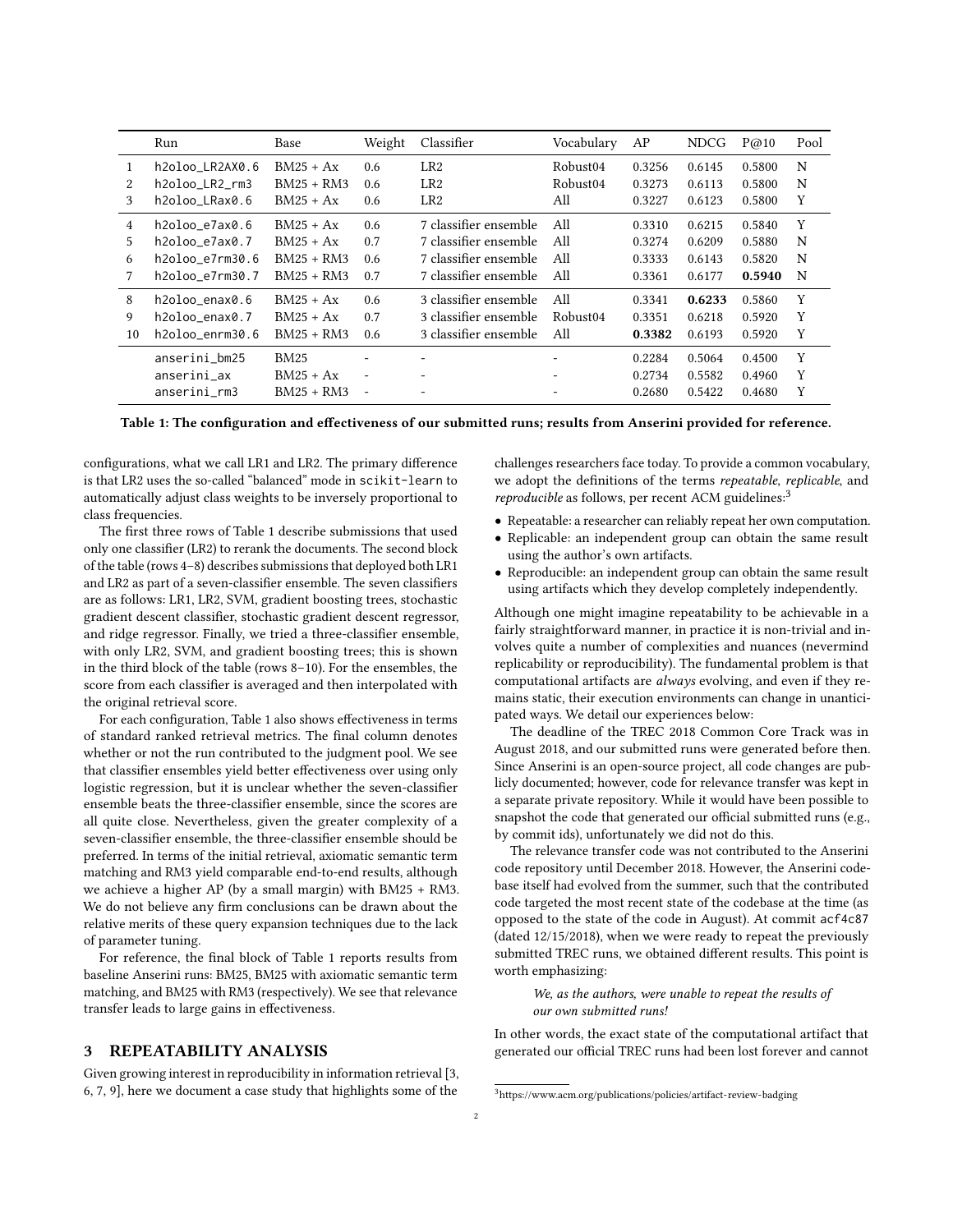| | Run | Base | Weight | Classifier | Vocabulary | AP | NDCG | P@10 | Pool |
|---|---|---|---|---|---|---|---|---|---|
| 1 | h2oloo_LR2AX0.6 | BM25 + Ax | 0.6 | LR2 | Robust04 | 0.3256 | 0.6145 | 0.5800 | N |
| 2 | h2oloo_LR2_rm3 | BM25 + RM3 | 0.6 | LR2 | Robust04 | 0.3273 | 0.6113 | 0.5800 | N |
| 3 | h2oloo_LRax0.6 | BM25 + Ax | 0.6 | LR2 | All | 0.3227 | 0.6123 | 0.5800 | Y |
| 4 | h2oloo_e7ax0.6 | BM25 + Ax | 0.6 | 7 classifier ensemble | All | 0.3310 | 0.6215 | 0.5840 | Y |
| 5 | h2oloo_e7ax0.7 | BM25 + Ax | 0.7 | 7 classifier ensemble | All | 0.3274 | 0.6209 | 0.5880 | N |
| 6 | h2oloo_e7rm30.6 | BM25 + RM3 | 0.6 | 7 classifier ensemble | All | 0.3333 | 0.6143 | 0.5820 | N |
| 7 | h2oloo_e7rm30.7 | BM25 + RM3 | 0.7 | 7 classifier ensemble | All | 0.3361 | 0.6177 | **0.5940** | N |
| 8 | h2oloo_enax0.6 | BM25 + Ax | 0.6 | 3 classifier ensemble | All | 0.3341 | **0.6233** | 0.5860 | Y |
| 9 | h2oloo_enax0.7 | BM25 + Ax | 0.7 | 3 classifier ensemble | Robust04 | 0.3351 | 0.6218 | 0.5920 | Y |
| 10 | h2oloo_enrm30.6 | BM25 + RM3 | 0.6 | 3 classifier ensemble | All | **0.3382** | 0.6193 | 0.5920 | Y |
| | anserini_bm25 | BM25 | - | - | - | 0.2284 | 0.5064 | 0.4500 | Y |
| | anserini_ax | BM25 + Ax | - | - | - | 0.2734 | 0.5582 | 0.4960 | Y |
| | anserini_rm3 | BM25 + RM3 | - | - | - | 0.2680 | 0.5422 | 0.4680 | Y |

**Table 1: The configuration and effectiveness of our submitted runs; results from Anserini provided for reference.**

configurations, what we call LR1 and LR2. The primary difference is that LR2 uses the so-called "balanced" mode in scikit-learn to automatically adjust class weights to be inversely proportional to class frequencies.

The first three rows of Table 1 describe submissions that used only one classifier (LR2) to rerank the documents. The second block of the table (rows 4–8) describes submissions that deployed both LR1 and LR2 as part of a seven-classifier ensemble. The seven classifiers are as follows: LR1, LR2, SVM, gradient boosting trees, stochastic gradient descent classifier, stochastic gradient descent regressor, and ridge regressor. Finally, we tried a three-classifier ensemble, with only LR2, SVM, and gradient boosting trees; this is shown in the third block of the table (rows 8–10). For the ensembles, the score from each classifier is averaged and then interpolated with the original retrieval score.

For each configuration, Table 1 also shows effectiveness in terms of standard ranked retrieval metrics. The final column denotes whether or not the run contributed to the judgment pool. We see that classifier ensembles yield better effectiveness over using only logistic regression, but it is unclear whether the seven-classifier ensemble beats the three-classifier ensemble, since the scores are all quite close. Nevertheless, given the greater complexity of a seven-classifier ensemble, the three-classifier ensemble should be preferred. In terms of the initial retrieval, axiomatic semantic term matching and RM3 yield comparable end-to-end results, although we achieve a higher AP (by a small margin) with BM25 + RM3. We do not believe any firm conclusions can be drawn about the relative merits of these query expansion techniques due to the lack of parameter tuning.

For reference, the final block of Table 1 reports results from baseline Anserini runs: BM25, BM25 with axiomatic semantic term matching, and BM25 with RM3 (respectively). We see that relevance transfer leads to large gains in effectiveness.

## 3 REPEATABILITY ANALYSIS

Given growing interest in reproducibility in information retrieval [3, 6, 7, 9], here we document a case study that highlights some of the challenges researchers face today. To provide a common vocabulary, we adopt the definitions of the terms *repeatable*, *replicable*, and *reproducible* as follows, per recent ACM guidelines:[3]

- Repeatable: a researcher can reliably repeat her own computation.
- Replicable: an independent group can obtain the same result using the author's own artifacts.
- Reproducible: an independent group can obtain the same result using artifacts which they develop completely independently.

Although one might imagine repeatability to be achievable in a fairly straightforward manner, in practice it is non-trivial and involves quite a number of complexities and nuances (nevermind replicability or reproducibility). The fundamental problem is that computational artifacts are *always* evolving, and even if they remain static, their execution environments can change in unanticipated ways. We detail our experiences below:

The deadline of the TREC 2018 Common Core Track was in August 2018, and our submitted runs were generated before then. Since Anserini is an open-source project, all code changes are publicly documented; however, code for relevance transfer was kept in a separate private repository. While it would have been possible to snapshot the code that generated our official submitted runs (e.g., by commit ids), unfortunately we did not do this.

The relevance transfer code was not contributed to the Anserini code repository until December 2018. However, the Anserini codebase itself had evolved from the summer, such that the contributed code targeted the most recent state of the codebase at the time (as opposed to the state of the code in August). At commit acf4c87 (dated 12/15/2018), when we were ready to repeat the previously submitted TREC runs, we obtained different results. This point is worth emphasizing:

> *We, as the authors, were unable to repeat the results of our own submitted runs!*

In other words, the exact state of the computational artifact that generated our official TREC runs had been lost forever and cannot

[3] https://www.acm.org/publications/policies/artifact-review-badging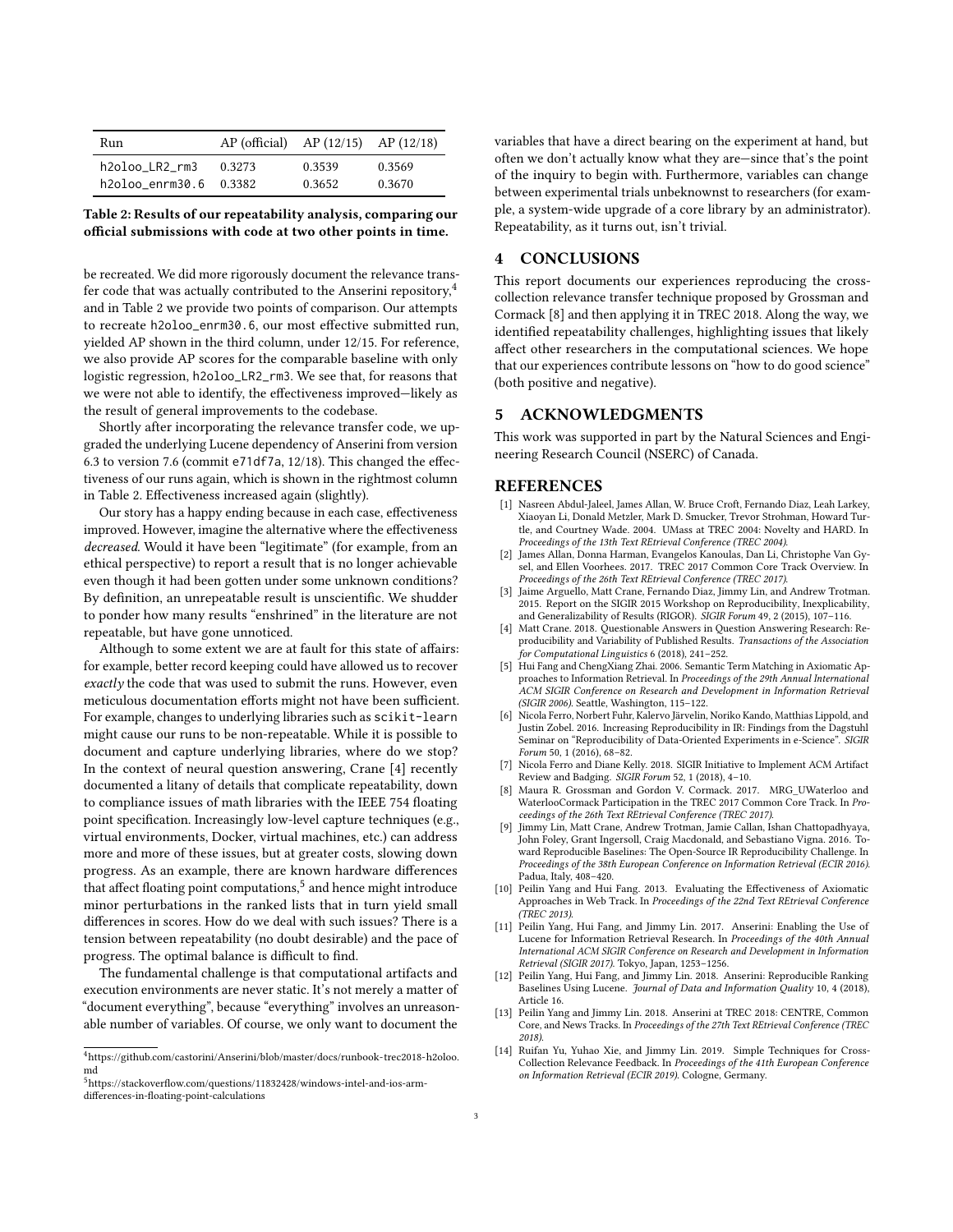| Run | AP (official) | AP (12/15) | AP (12/18) |
|---|---|---|---|
| h2oloo_LR2_rm3 | 0.3273 | 0.3539 | 0.3569 |
| h2oloo_enrm30.6 | 0.3382 | 0.3652 | 0.3670 |

**Table 2: Results of our repeatability analysis, comparing our official submissions with code at two other points in time.**

be recreated. We did more rigorously document the relevance transfer code that was actually contributed to the Anserini repository,[4] and in Table 2 we provide two points of comparison. Our attempts to recreate h2oloo_enrm30.6, our most effective submitted run, yielded AP shown in the third column, under 12/15. For reference, we also provide AP scores for the comparable baseline with only logistic regression, h2oloo_LR2_rm3. We see that, for reasons that we were not able to identify, the effectiveness improved—likely as the result of general improvements to the codebase.

Shortly after incorporating the relevance transfer code, we upgraded the underlying Lucene dependency of Anserini from version 6.3 to version 7.6 (commit e71df7a, 12/18). This changed the effectiveness of our runs again, which is shown in the rightmost column in Table 2. Effectiveness increased again (slightly).

Our story has a happy ending because in each case, effectiveness improved. However, imagine the alternative where the effectiveness *decreased*. Would it have been "legitimate" (for example, from an ethical perspective) to report a result that is no longer achievable even though it had been gotten under some unknown conditions? By definition, an unrepeatable result is unscientific. We shudder to ponder how many results "enshrined" in the literature are not repeatable, but have gone unnoticed.

Although to some extent we are at fault for this state of affairs: for example, better record keeping could have allowed us to recover *exactly* the code that was used to submit the runs. However, even meticulous documentation efforts might not have been sufficient. For example, changes to underlying libraries such as scikit-learn might cause our runs to be non-repeatable. While it is possible to document and capture underlying libraries, where do we stop? In the context of neural question answering, Crane [4] recently documented a litany of details that complicate repeatability, down to compliance issues of math libraries with the IEEE 754 floating point specification. Increasingly low-level capture techniques (e.g., virtual environments, Docker, virtual machines, etc.) can address more and more of these issues, but at greater costs, slowing down progress. As an example, there are known hardware differences that affect floating point computations,[5] and hence might introduce minor perturbations in the ranked lists that in turn yield small differences in scores. How do we deal with such issues? There is a tension between repeatability (no doubt desirable) and the pace of progress. The optimal balance is difficult to find.

The fundamental challenge is that computational artifacts and execution environments are never static. It's not merely a matter of "document everything", because "everything" involves an unreasonable number of variables. Of course, we only want to document the variables that have a direct bearing on the experiment at hand, but often we don't actually know what they are—since that's the point of the inquiry to begin with. Furthermore, variables can change between experimental trials unbeknownst to researchers (for example, a system-wide upgrade of a core library by an administrator). Repeatability, as it turns out, isn't trivial.

## 4 CONCLUSIONS

This report documents our experiences reproducing the cross-collection relevance transfer technique proposed by Grossman and Cormack [8] and then applying it in TREC 2018. Along the way, we identified repeatability challenges, highlighting issues that likely affect other researchers in the computational sciences. We hope that our experiences contribute lessons on "how to do good science" (both positive and negative).

## 5 ACKNOWLEDGMENTS

This work was supported in part by the Natural Sciences and Engineering Research Council (NSERC) of Canada.

## REFERENCES

[1] Nasreen Abdul-Jaleel, James Allan, W. Bruce Croft, Fernando Diaz, Leah Larkey, Xiaoyan Li, Donald Metzler, Mark D. Smucker, Trevor Strohman, Howard Turtle, and Courtney Wade. 2004. UMass at TREC 2004: Novelty and HARD. In *Proceedings of the 13th Text REtrieval Conference (TREC 2004)*.

[2] James Allan, Donna Harman, Evangelos Kanoulas, Dan Li, Christophe Van Gysel, and Ellen Voorhees. 2017. TREC 2017 Common Core Track Overview. In *Proceedings of the 26th Text REtrieval Conference (TREC 2017)*.

[3] Jaime Arguello, Matt Crane, Fernando Diaz, Jimmy Lin, and Andrew Trotman. 2015. Report on the SIGIR 2015 Workshop on Reproducibility, Inexplicability, and Generalizability of Results (RIGOR). *SIGIR Forum* 49, 2 (2015), 107–116.

[4] Matt Crane. 2018. Questionable Answers in Question Answering Research: Reproducibility and Variability of Published Results. *Transactions of the Association for Computational Linguistics* 6 (2018), 241–252.

[5] Hui Fang and ChengXiang Zhai. 2006. Semantic Term Matching in Axiomatic Approaches to Information Retrieval. In *Proceedings of the 29th Annual International ACM SIGIR Conference on Research and Development in Information Retrieval (SIGIR 2006)*. Seattle, Washington, 115–122.

[6] Nicola Ferro, Norbert Fuhr, Kalervo Järvelin, Noriko Kando, Matthias Lippold, and Justin Zobel. 2016. Increasing Reproducibility in IR: Findings from the Dagstuhl Seminar on "Reproducibility of Data-Oriented Experiments in e-Science". *SIGIR Forum* 50, 1 (2016), 68–82.

[7] Nicola Ferro and Diane Kelly. 2018. SIGIR Initiative to Implement ACM Artifact Review and Badging. *SIGIR Forum* 52, 1 (2018), 4–10.

[8] Maura R. Grossman and Gordon V. Cormack. 2017. MRG_UWaterloo and WaterlooCormack Participation in the TREC 2017 Common Core Track. In *Proceedings of the 26th Text REtrieval Conference (TREC 2017)*.

[9] Jimmy Lin, Matt Crane, Andrew Trotman, Jamie Callan, Ishan Chattopadhyaya, John Foley, Grant Ingersoll, Craig Macdonald, and Sebastiano Vigna. 2016. Toward Reproducible Baselines: The Open-Source IR Reproducibility Challenge. In *Proceedings of the 38th European Conference on Information Retrieval (ECIR 2016)*. Padua, Italy, 408–420.

[10] Peilin Yang and Hui Fang. 2013. Evaluating the Effectiveness of Axiomatic Approaches in Web Track. In *Proceedings of the 22nd Text REtrieval Conference (TREC 2013)*.

[11] Peilin Yang, Hui Fang, and Jimmy Lin. 2017. Anserini: Enabling the Use of Lucene for Information Retrieval Research. In *Proceedings of the 40th Annual International ACM SIGIR Conference on Research and Development in Information Retrieval (SIGIR 2017)*. Tokyo, Japan, 1253–1256.

[12] Peilin Yang, Hui Fang, and Jimmy Lin. 2018. Anserini: Reproducible Ranking Baselines Using Lucene. *Journal of Data and Information Quality* 10, 4 (2018), Article 16.

[13] Peilin Yang and Jimmy Lin. 2018. Anserini at TREC 2018: CENTRE, Common Core, and News Tracks. In *Proceedings of the 27th Text REtrieval Conference (TREC 2018)*.

[14] Ruifan Yu, Yuhao Xie, and Jimmy Lin. 2019. Simple Techniques for Cross-Collection Relevance Feedback. In *Proceedings of the 41th European Conference on Information Retrieval (ECIR 2019)*. Cologne, Germany.

---

[4] https://github.com/castorini/Anserini/blob/master/docs/runbook-trec2018-h2oloo.md

[5] https://stackoverflow.com/questions/11832428/windows-intel-and-ios-arm-differences-in-floating-point-calculations